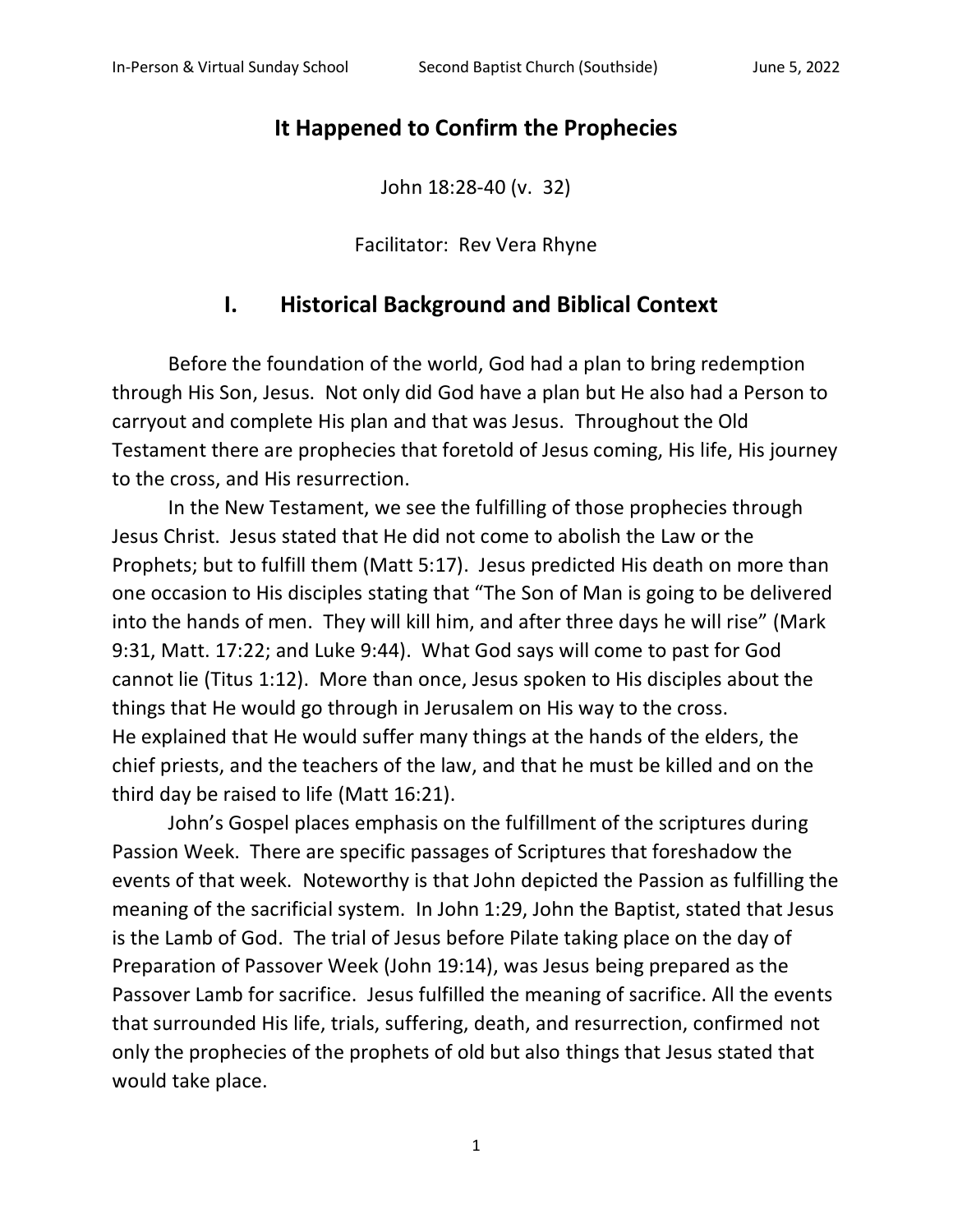# It Happened to Confirm the Prophecies

John 18:28-40 (v. 32)

Facilitator: Rev Vera Rhyne

## I. Historical Background and Biblical Context

Before the foundation of the world, God had a plan to bring redemption through His Son, Jesus. Not only did God have a plan but He also had a Person to carryout and complete His plan and that was Jesus. Throughout the Old Testament there are prophecies that foretold of Jesus coming, His life, His journey to the cross, and His resurrection.

In the New Testament, we see the fulfilling of those prophecies through Jesus Christ. Jesus stated that He did not come to abolish the Law or the Prophets; but to fulfill them (Matt 5:17). Jesus predicted His death on more than one occasion to His disciples stating that "The Son of Man is going to be delivered into the hands of men. They will kill him, and after three days he will rise" (Mark 9:31, Matt. 17:22; and Luke 9:44). What God says will come to past for God cannot lie (Titus 1:12). More than once, Jesus spoken to His disciples about the things that He would go through in Jerusalem on His way to the cross. He explained that He would suffer many things at the hands of the elders, the chief priests, and the teachers of the law, and that he must be killed and on the third day be raised to life (Matt 16:21).

John's Gospel places emphasis on the fulfillment of the scriptures during Passion Week. There are specific passages of Scriptures that foreshadow the events of that week. Noteworthy is that John depicted the Passion as fulfilling the meaning of the sacrificial system. In John 1:29, John the Baptist, stated that Jesus is the Lamb of God. The trial of Jesus before Pilate taking place on the day of Preparation of Passover Week (John 19:14), was Jesus being prepared as the Passover Lamb for sacrifice. Jesus fulfilled the meaning of sacrifice. All the events that surrounded His life, trials, suffering, death, and resurrection, confirmed not only the prophecies of the prophets of old but also things that Jesus stated that would take place.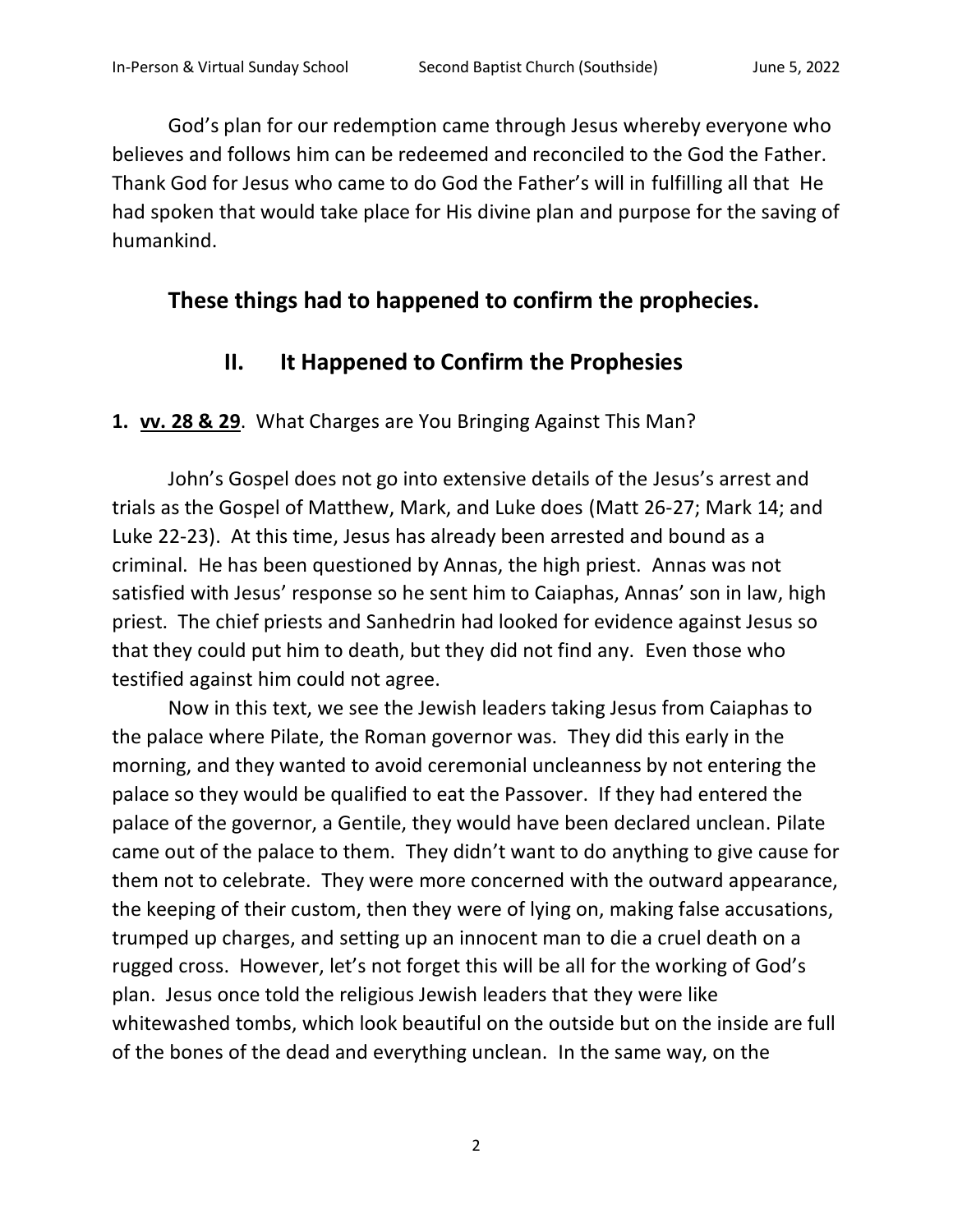God's plan for our redemption came through Jesus whereby everyone who believes and follows him can be redeemed and reconciled to the God the Father. Thank God for Jesus who came to do God the Father's will in fulfilling all that He had spoken that would take place for His divine plan and purpose for the saving of humankind.

**These things had to happened to confirm the prophecies.**

## II. It Happened to Confirm the Prophesies

**1. vv. 28 & 29**. What Charges are You Bringing Against This Man?

John's Gospel does not go into extensive details of the Jesus's arrest and trials as the Gospel of Matthew, Mark, and Luke does (Matt 26-27; Mark 14; and Luke 22-23). At this time, Jesus has already been arrested and bound as a criminal. He has been questioned by Annas, the high priest. Annas was not satisfied with Jesus' response so he sent him to Caiaphas, Annas' son in law, high priest. The chief priests and Sanhedrin had looked for evidence against Jesus so that they could put him to death, but they did not find any. Even those who testified against him could not agree.

Now in this text, we see the Jewish leaders taking Jesus from Caiaphas to the palace where Pilate, the Roman governor was. They did this early in the morning, and they wanted to avoid ceremonial uncleanness by not entering the palace so they would be qualified to eat the Passover. If they had entered the palace of the governor, a Gentile, they would have been declared unclean. Pilate came out of the palace to them. They didn't want to do anything to give cause for them not to celebrate. They were more concerned with the outward appearance, the keeping of their custom, then they were of lying on, making false accusations, trumped up charges, and setting up an innocent man to die a cruel death on a rugged cross. However, let's not forget this will be all for the working of God's plan. Jesus once told the religious Jewish leaders that they were like whitewashed tombs, which look beautiful on the outside but on the inside are full of the bones of the dead and everything unclean. In the same way, on the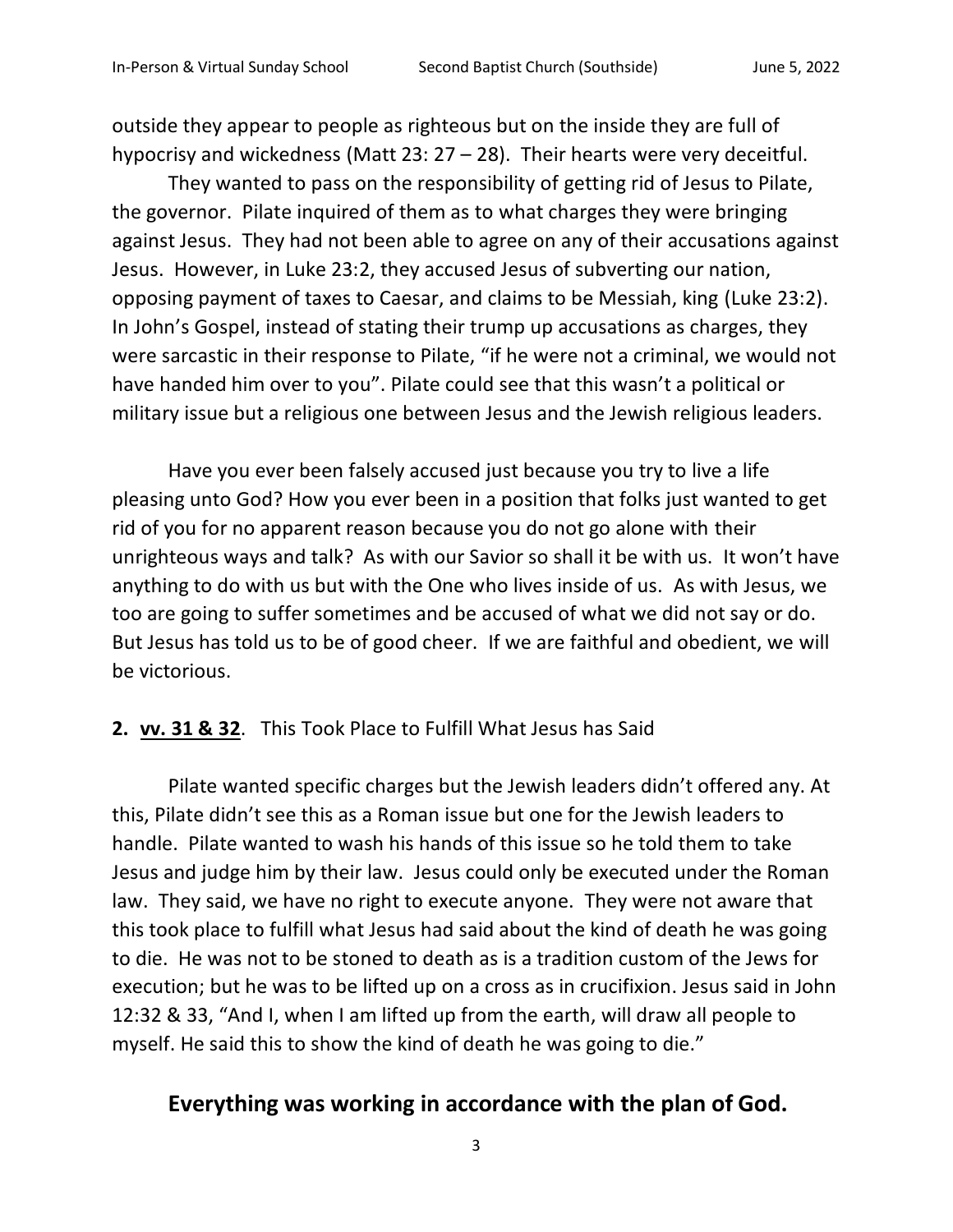outside they appear to people as righteous but on the inside they are full of hypocrisy and wickedness (Matt 23: 27 – 28). Their hearts were very deceitful.

They wanted to pass on the responsibility of getting rid of Jesus to Pilate, the governor. Pilate inquired of them as to what charges they were bringing against Jesus. They had not been able to agree on any of their accusations against Jesus. However, in Luke 23:2, they accused Jesus of subverting our nation, opposing payment of taxes to Caesar, and claims to be Messiah, king (Luke 23:2). In John's Gospel, instead of stating their trump up accusations as charges, they were sarcastic in their response to Pilate, "if he were not a criminal, we would not have handed him over to you". Pilate could see that this wasn't a political or military issue but a religious one between Jesus and the Jewish religious leaders.

Have you ever been falsely accused just because you try to live a life pleasing unto God? How you ever been in a position that folks just wanted to get rid of you for no apparent reason because you do not go alone with their unrighteous ways and talk? As with our Savior so shall it be with us. It won't have anything to do with us but with the One who lives inside of us. As with Jesus, we too are going to suffer sometimes and be accused of what we did not say or do. But Jesus has told us to be of good cheer. If we are faithful and obedient, we will be victorious.

**2. <u>vv. 31 & 32</u>**. This Took Place to Fulfill What Jesus has Said

Pilate wanted specific charges but the Jewish leaders didn't offered any. At this, Pilate didn't see this as a Roman issue but one for the Jewish leaders to handle. Pilate wanted to wash his hands of this issue so he told them to take Jesus and judge him by their law. Jesus could only be executed under the Roman law. They said, we have no right to execute anyone. They were not aware that this took place to fulfill what Jesus had said about the kind of death he was going to die. He was not to be stoned to death as is a tradition custom of the Jews for execution; but he was to be lifted up on a cross as in crucifixion. Jesus said in John 12:32 & 33, "And I, when I am lifted up from the earth, will draw all people to myself. He said this to show the kind of death he was going to die."

**Everything was working in accordance with the plan of God.**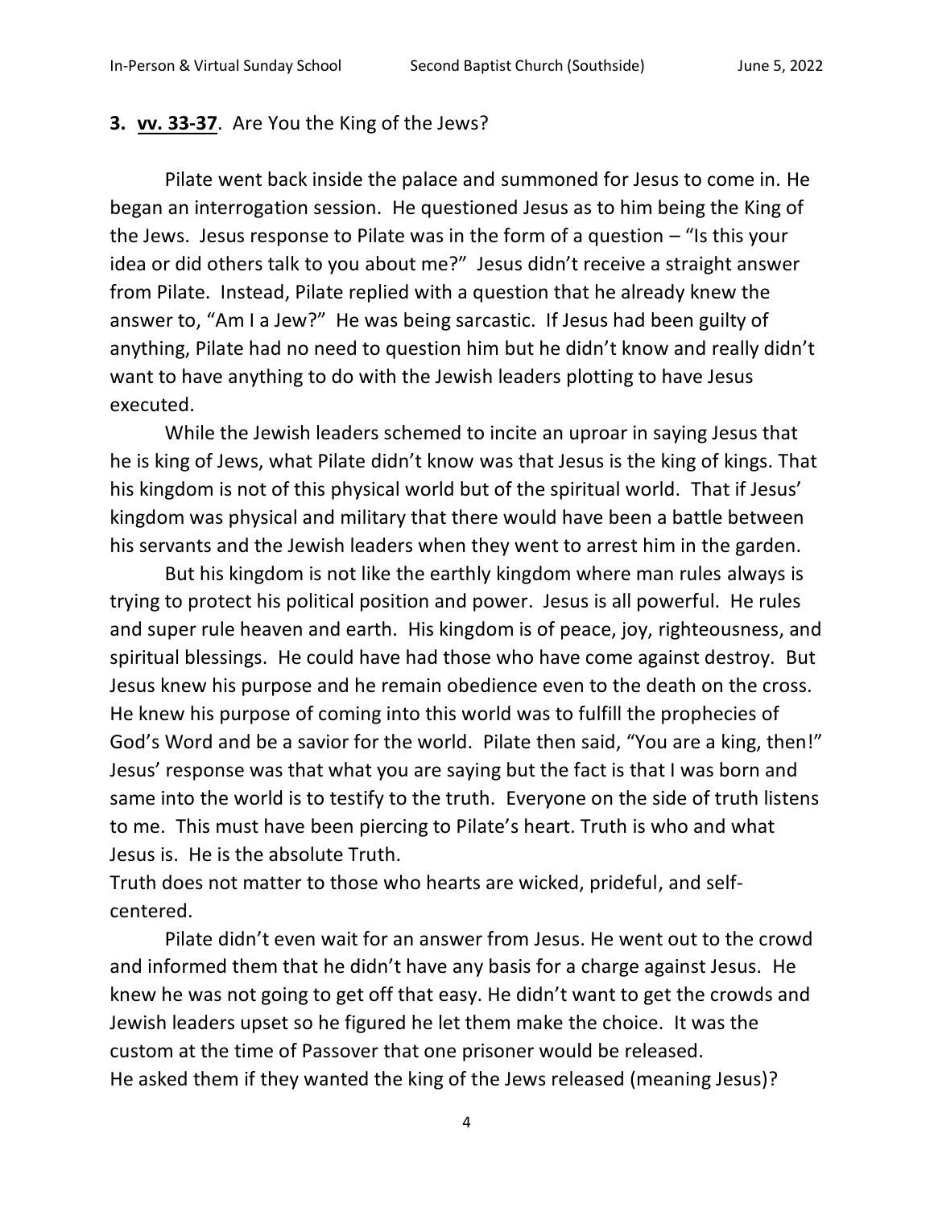**3. vv. 33-37**. Are You the King of the Jews?

Pilate went back inside the palace and summoned for Jesus to come in. He began an interrogation session. He questioned Jesus as to him being the King of the Jews. Jesus response to Pilate was in the form of a question – "Is this your idea or did others talk to you about me?" Jesus didn't receive a straight answer from Pilate. Instead, Pilate replied with a question that he already knew the answer to, "Am I a Jew?" He was being sarcastic. If Jesus had been guilty of anything, Pilate had no need to question him but he didn't know and really didn't want to have anything to do with the Jewish leaders plotting to have Jesus executed.

While the Jewish leaders schemed to incite an uproar in saying Jesus that he is king of Jews, what Pilate didn't know was that Jesus is the king of kings. That his kingdom is not of this physical world but of the spiritual world. That if Jesus' kingdom was physical and military that there would have been a battle between his servants and the Jewish leaders when they went to arrest him in the garden.

But his kingdom is not like the earthly kingdom where man rules always is trying to protect his political position and power. Jesus is all powerful. He rules and super rule heaven and earth. His kingdom is of peace, joy, righteousness, and spiritual blessings. He could have had those who have come against destroy. But Jesus knew his purpose and he remain obedience even to the death on the cross. He knew his purpose of coming into this world was to fulfill the prophecies of God's Word and be a savior for the world. Pilate then said, "You are a king, then!" Jesus' response was that what you are saying but the fact is that I was born and same into the world is to testify to the truth. Everyone on the side of truth listens to me. This must have been piercing to Pilate's heart. Truth is who and what Jesus is. He is the absolute Truth.

Truth does not matter to those who hearts are wicked, prideful, and self-centered.

Pilate didn't even wait for an answer from Jesus. He went out to the crowd and informed them that he didn't have any basis for a charge against Jesus. He knew he was not going to get off that easy. He didn't want to get the crowds and Jewish leaders upset so he figured he let them make the choice. It was the custom at the time of Passover that one prisoner would be released.

He asked them if they wanted the king of the Jews released (meaning Jesus)?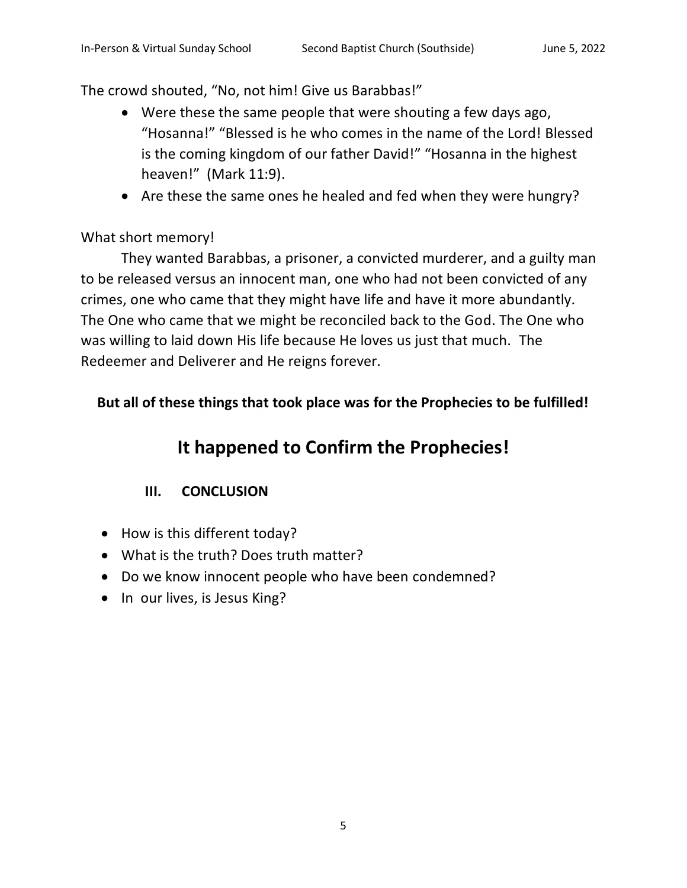The crowd shouted, “No, not him! Give us Barabbas!”

- Were these the same people that were shouting a few days ago, “Hosanna!” “Blessed is he who comes in the name of the Lord! Blessed is the coming kingdom of our father David!” “Hosanna in the highest heaven!” (Mark 11:9).
- Are these the same ones he healed and fed when they were hungry?

What short memory!

They wanted Barabbas, a prisoner, a convicted murderer, and a guilty man to be released versus an innocent man, one who had not been convicted of any crimes, one who came that they might have life and have it more abundantly. The One who came that we might be reconciled back to the God. The One who was willing to laid down His life because He loves us just that much. The Redeemer and Deliverer and He reigns forever.

**But all of these things that took place was for the Prophecies to be fulfilled!**

## It happened to Confirm the Prophecies!

### III. CONCLUSION

- How is this different today?
- What is the truth? Does truth matter?
- Do we know innocent people who have been condemned?
- In our lives, is Jesus King?